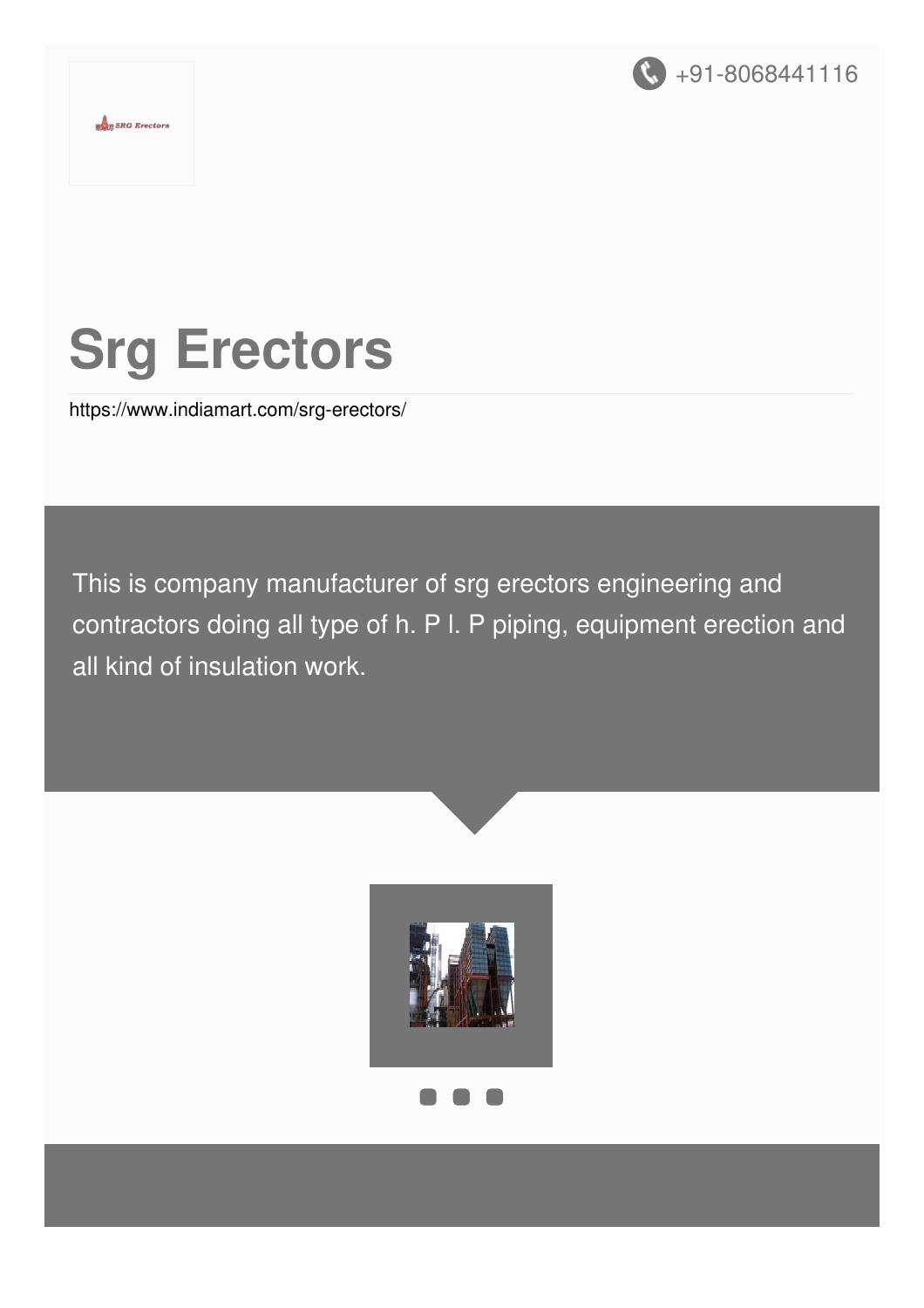+91-8068441116

# Srg Erectors

https://www.indiamart.com/srg-erectors/

This is company manufacturer of srg erectors engineering and contractors doing all type of h. P l. P piping, equipment erection and all kind of insulation work.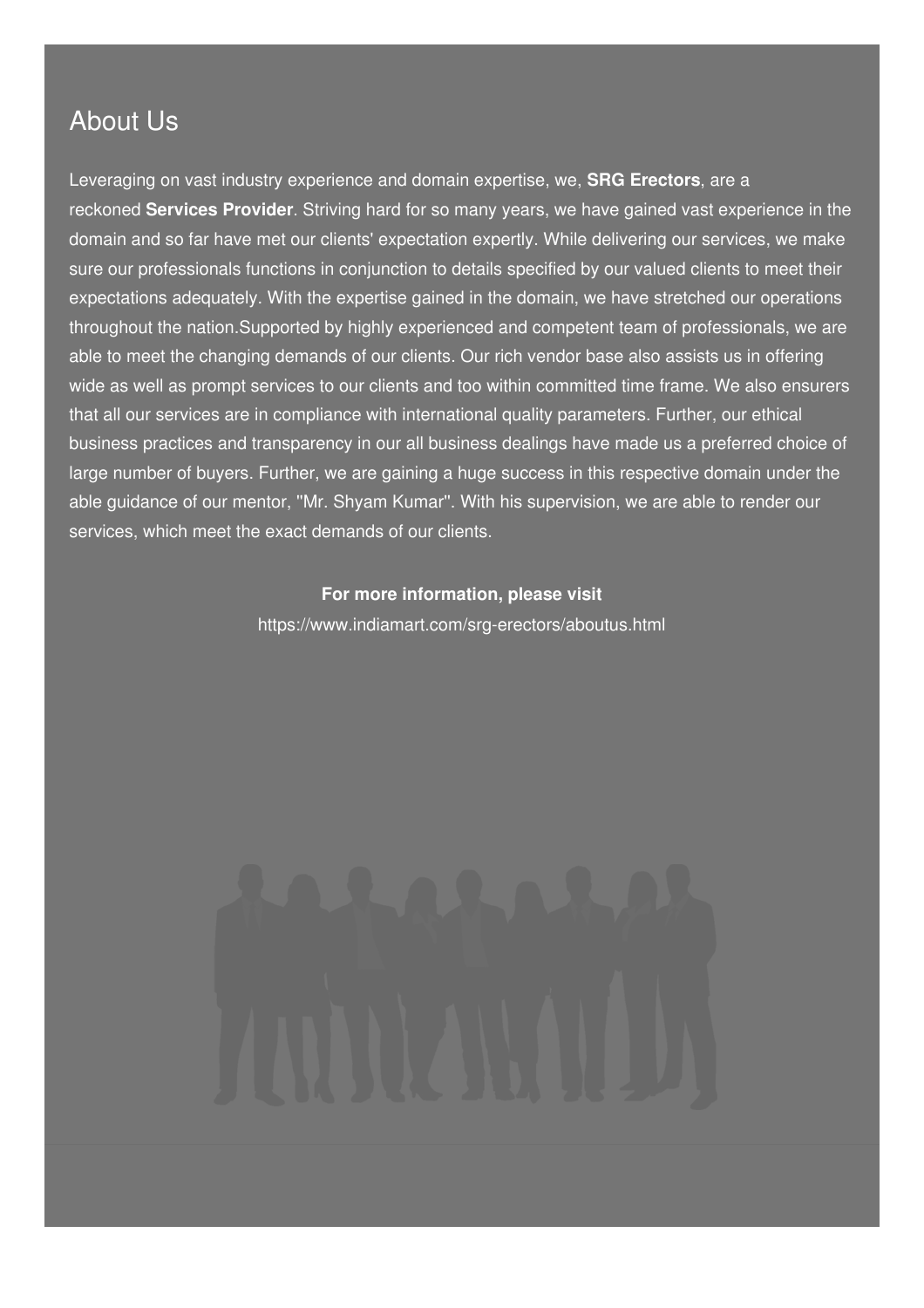## About Us

Leveraging on vast industry experience and domain expertise, we, **SRG Erectors**, are a reckoned **Services Provider**. Striving hard for so many years, we have gained vast experience in the domain and so far have met our clients' expectation expertly. While delivering our services, we make sure our professionals functions in conjunction to details specified by our valued clients to meet their expectations adequately. With the expertise gained in the domain, we have stretched our operations throughout the nation.Supported by highly experienced and competent team of professionals, we are able to meet the changing demands of our clients. Our rich vendor base also assists us in offering wide as well as prompt services to our clients and too within committed time frame. We also ensurers that all our services are in compliance with international quality parameters. Further, our ethical business practices and transparency in our all business dealings have made us a preferred choice of large number of buyers. Further, we are gaining a huge success in this respective domain under the able guidance of our mentor, ''Mr. Shyam Kumar''. With his supervision, we are able to render our services, which meet the exact demands of our clients.

**For more information, please visit**

https://www.indiamart.com/srg-erectors/aboutus.html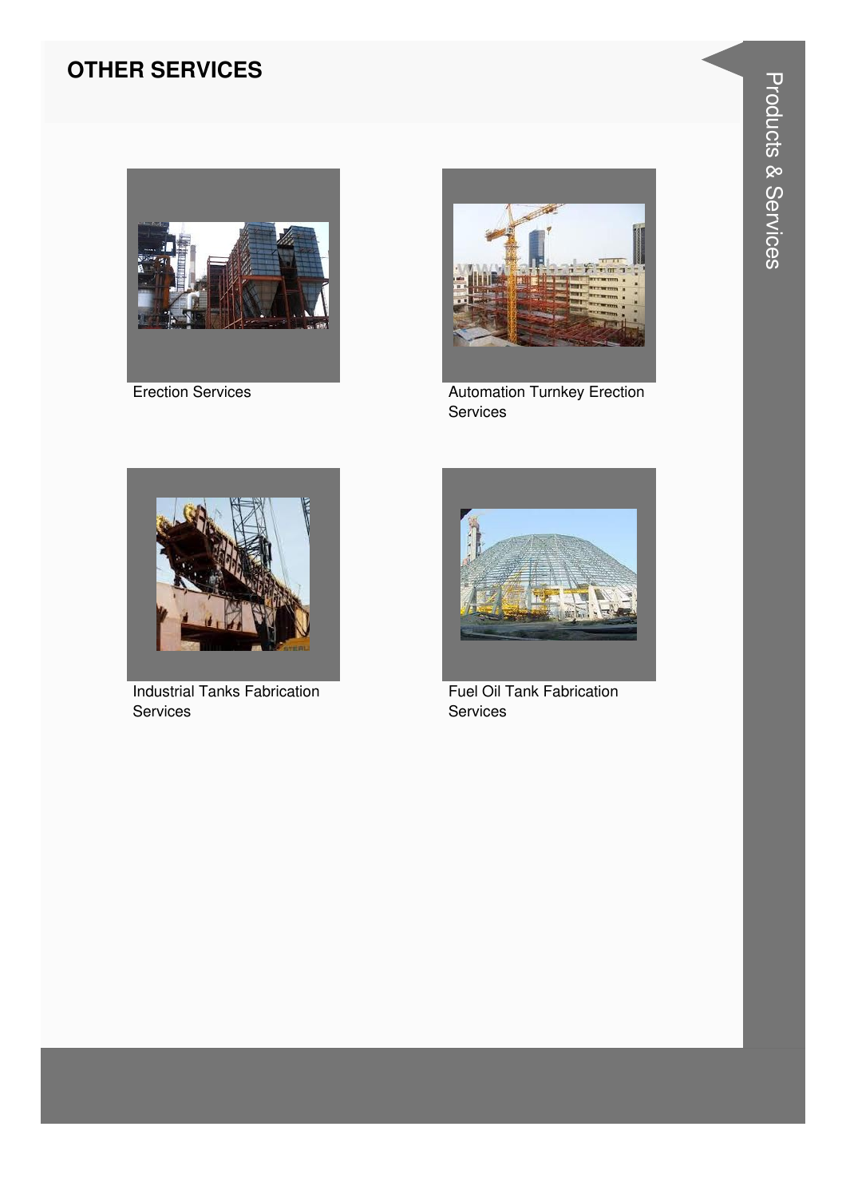## OTHER SERVICES

Erection Services

Automation Turnkey Erection Services

Industrial Tanks Fabrication Services

Fuel Oil Tank Fabrication Services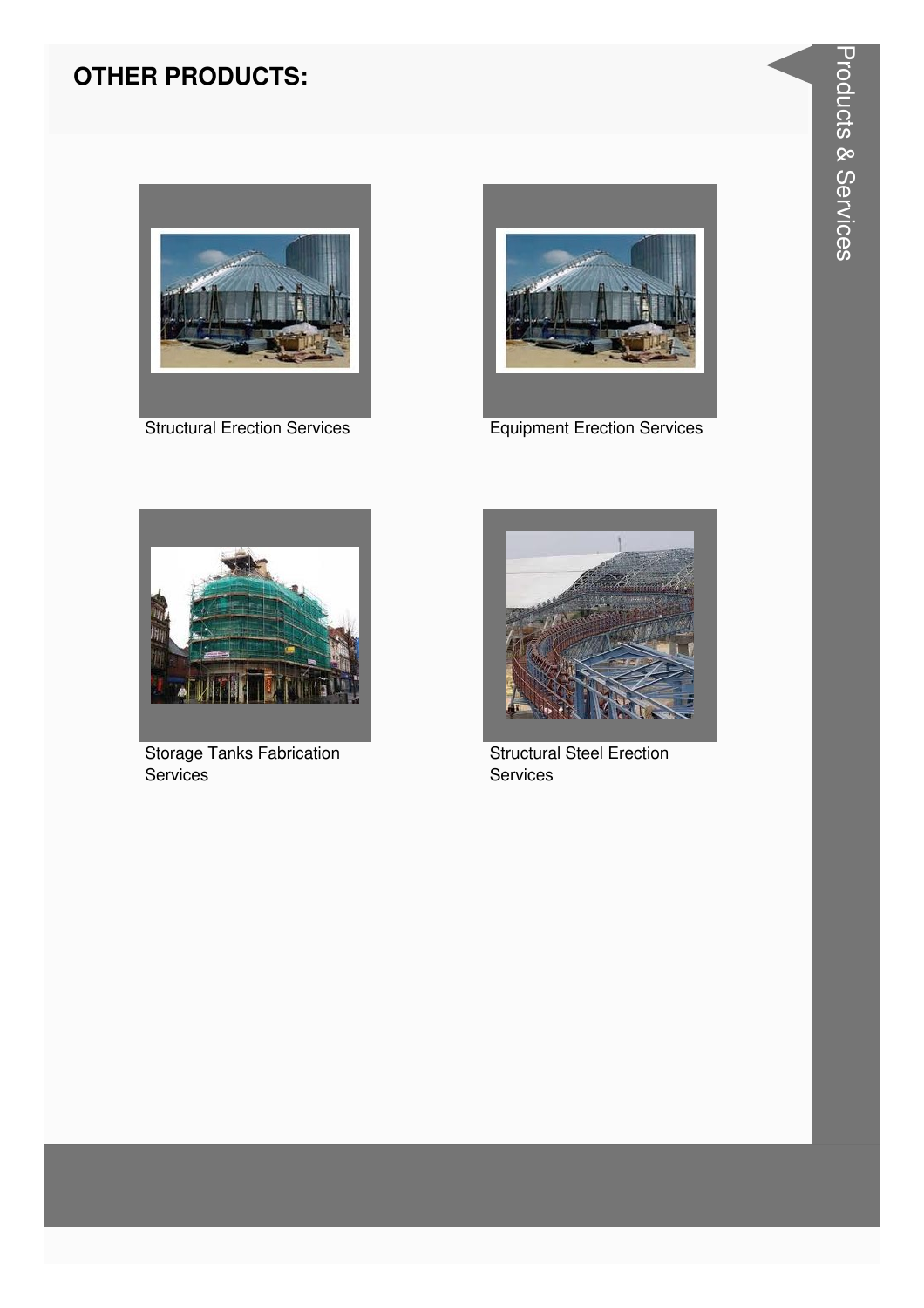## OTHER PRODUCTS:

Structural Erection Services

Equipment Erection Services

Storage Tanks Fabrication Services

Structural Steel Erection Services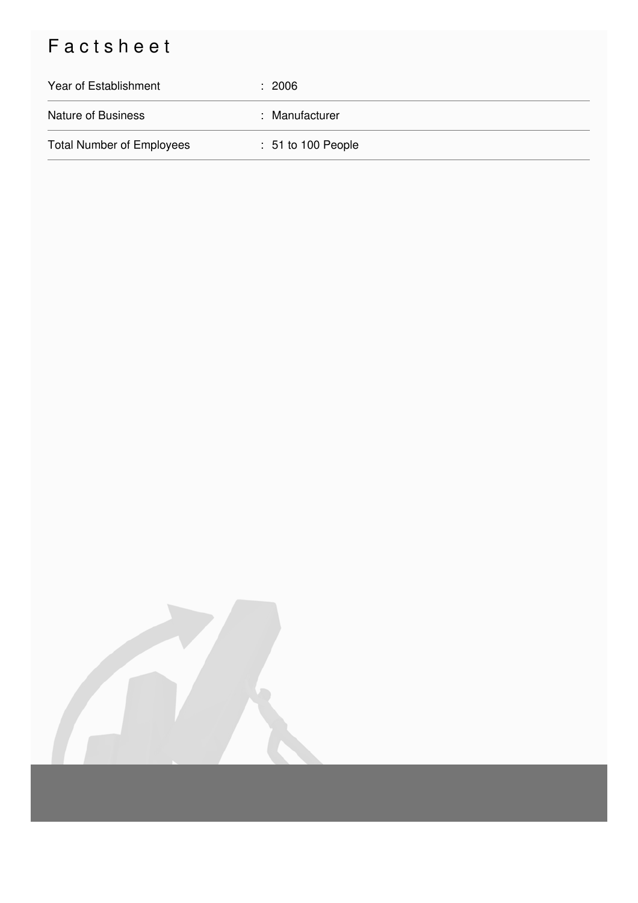# Factsheet

| | |
|---|---|
| Year of Establishment | : 2006 |
| Nature of Business | : Manufacturer |
| Total Number of Employees | : 51 to 100 People |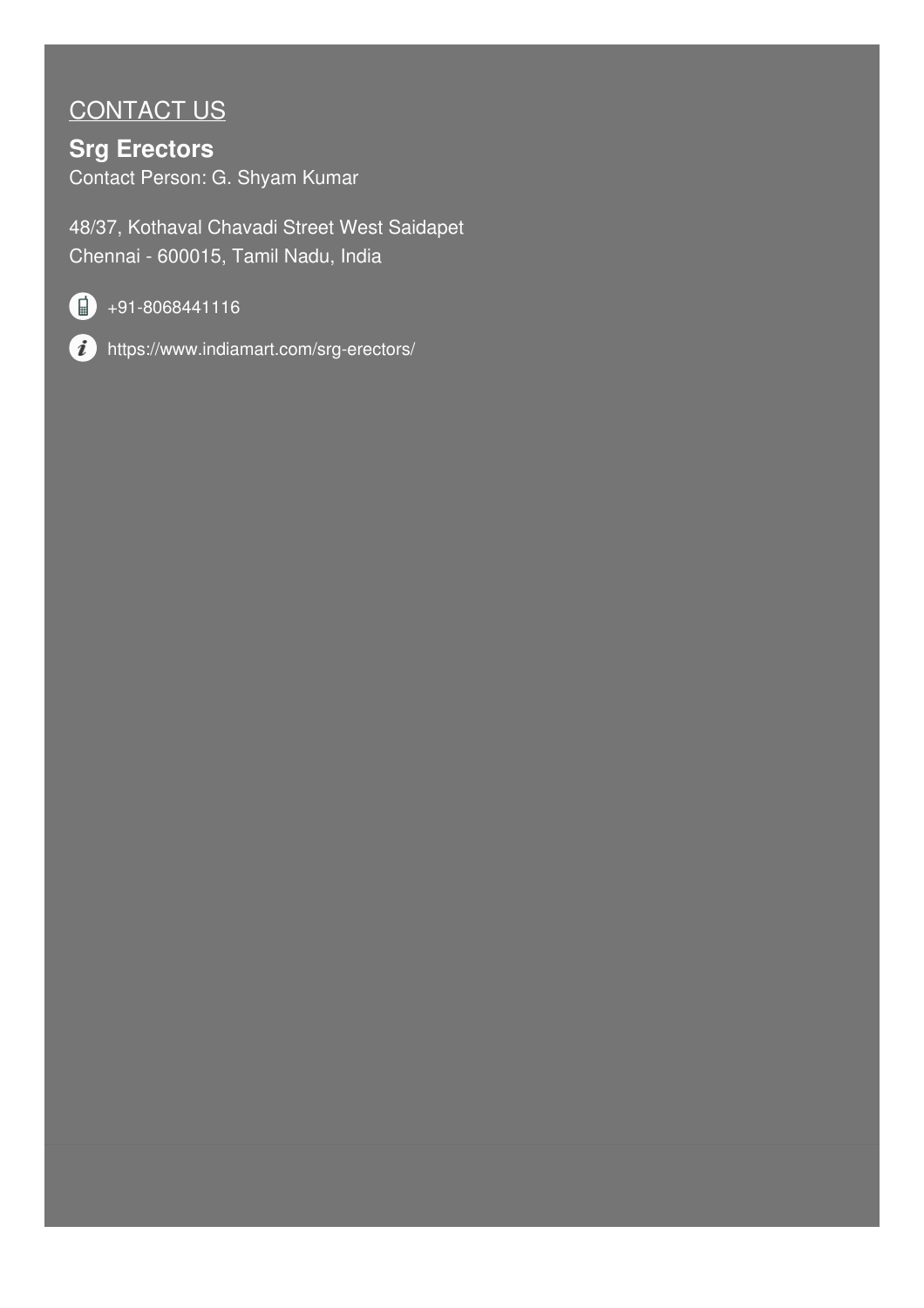## CONTACT US

**Srg Erectors**

Contact Person: G. Shyam Kumar

48/37, Kothaval Chavadi Street West Saidapet
Chennai - 600015, Tamil Nadu, India

+91-8068441116

https://www.indiamart.com/srg-erectors/